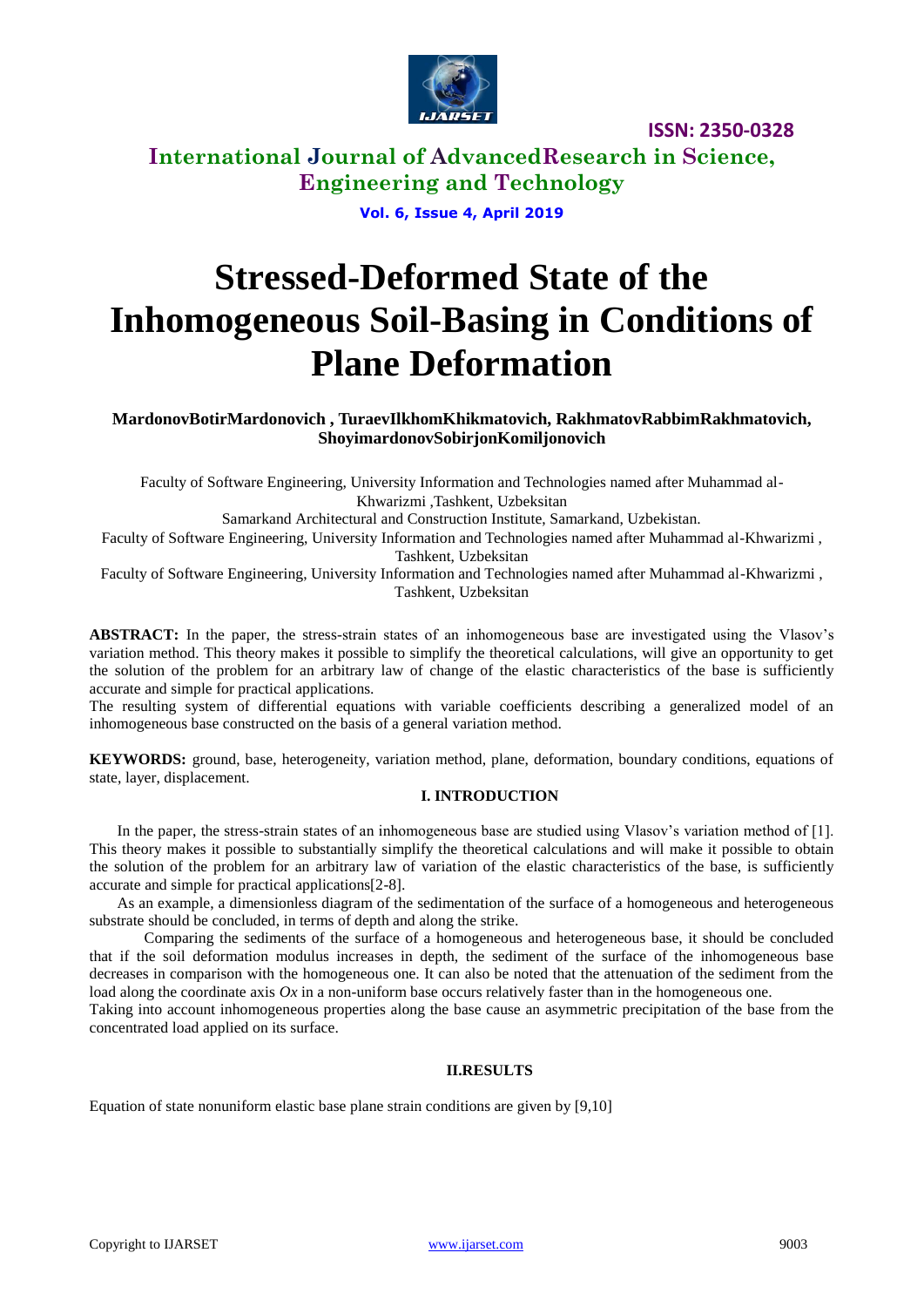# Stressed-Deformed State of the Inhomogeneous Soil-Basing in Conditions of Plane Deformation

**MardonovBotirMardonovich , TuraevIlkhomKhikmatovich, RakhmatovRabbimRakhmatovich, ShoyimardonovSobirjonKomiljonovich**

Faculty of Software Engineering, University Information and Technologies named after Muhammad al-Khwarizmi ,Tashkent, Uzbeksitan

Samarkand Architectural and Construction Institute, Samarkand, Uzbekistan.

Faculty of Software Engineering, University Information and Technologies named after Muhammad al-Khwarizmi , Tashkent, Uzbeksitan

Faculty of Software Engineering, University Information and Technologies named after Muhammad al-Khwarizmi , Tashkent, Uzbeksitan

**ABSTRACT:** In the paper, the stress-strain states of an inhomogeneous base are investigated using the Vlasov's variation method. This theory makes it possible to simplify the theoretical calculations, will give an opportunity to get the solution of the problem for an arbitrary law of change of the elastic characteristics of the base is sufficiently accurate and simple for practical applications.

The resulting system of differential equations with variable coefficients describing a generalized model of an inhomogeneous base constructed on the basis of a general variation method.

**KEYWORDS:** ground, base, heterogeneity, variation method, plane, deformation, boundary conditions, equations of state, layer, displacement.

## I. INTRODUCTION

In the paper, the stress-strain states of an inhomogeneous base are studied using Vlasov's variation method of [1]. This theory makes it possible to substantially simplify the theoretical calculations and will make it possible to obtain the solution of the problem for an arbitrary law of variation of the elastic characteristics of the base, is sufficiently accurate and simple for practical applications[2-8].

As an example, a dimensionless diagram of the sedimentation of the surface of a homogeneous and heterogeneous substrate should be concluded, in terms of depth and along the strike.

Comparing the sediments of the surface of a homogeneous and heterogeneous base, it should be concluded that if the soil deformation modulus increases in depth, the sediment of the surface of the inhomogeneous base decreases in comparison with the homogeneous one. It can also be noted that the attenuation of the sediment from the load along the coordinate axis *Ox* in a non-uniform base occurs relatively faster than in the homogeneous one.

Taking into account inhomogeneous properties along the base cause an asymmetric precipitation of the base from the concentrated load applied on its surface.

## II.RESULTS

Equation of state nonuniform elastic base plane strain conditions are given by [9,10]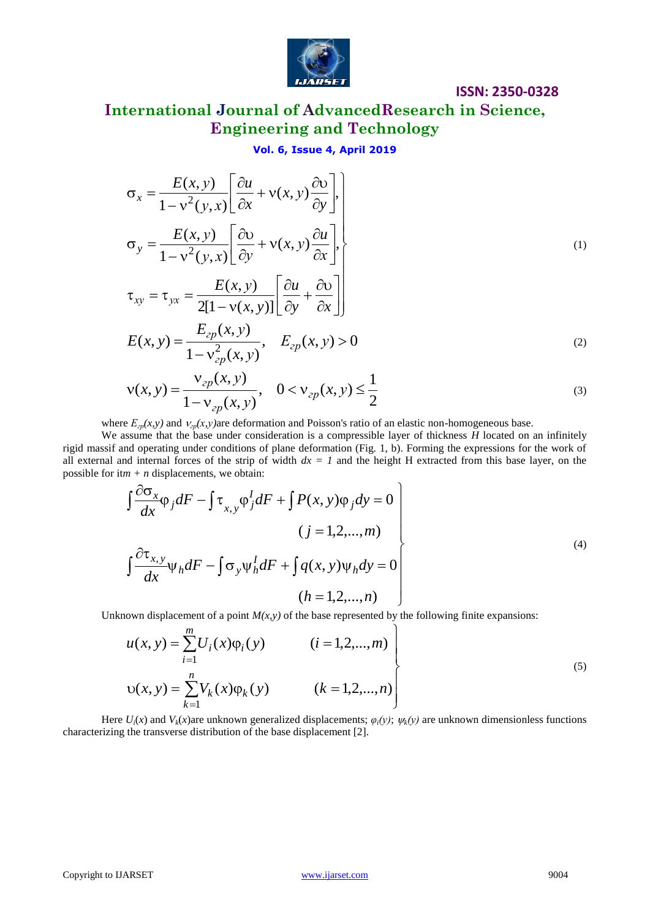$$
\left.\begin{aligned}
\sigma_x &= \frac{E(x,y)}{1-\nu^2(y,x)}\left[\frac{\partial u}{\partial x} + \nu(x,y)\frac{\partial \upsilon}{\partial y}\right],\\
\sigma_y &= \frac{E(x,y)}{1-\nu^2(y,x)}\left[\frac{\partial \upsilon}{\partial y} + \nu(x,y)\frac{\partial u}{\partial x}\right],\\
\tau_{xy} = \tau_{yx} &= \frac{E(x,y)}{2[1-\nu(x,y)]}\left[\frac{\partial u}{\partial y} + \frac{\partial \upsilon}{\partial x}\right]
\end{aligned}\right\} \tag{1}
$$

$$
E(x,y) = \frac{E_{\text{г}p}(x,y)}{1-\nu^2_{\text{г}p}(x,y)}, \quad E_{\text{г}p}(x,y) > 0 \tag{2}
$$

$$
\nu(x,y) = \frac{\nu_{\text{г}p}(x,y)}{1-\nu_{\text{г}p}(x,y)}, \quad 0 < \nu_{\text{г}p}(x,y) \le \frac{1}{2} \tag{3}
$$

where $E_{\text{г}p}(x,y)$ and $\nu_{\text{г}p}(x,y)$are deformation and Poisson's ratio of an elastic non-homogeneous base.

We assume that the base under consideration is a compressible layer of thickness $H$ located on an infinitely rigid massif and operating under conditions of plane deformation (Fig. 1, b). Forming the expressions for the work of all external and internal forces of the strip of width $dx = 1$ and the height H extracted from this base layer, on the possible for it$m + n$ displacements, we obtain:

$$
\left.\begin{aligned}
&\int \frac{\partial \sigma_x}{dx}\varphi_j dF - \int \tau_{x,y}\varphi_j^I dF + \int P(x,y)\varphi_j dy = 0\\
&\qquad\qquad\qquad\qquad (j = 1,2,\ldots,m)\\
&\int \frac{\partial \tau_{x,y}}{dx}\psi_h dF - \int \sigma_y \psi_h^I dF + \int q(x,y)\psi_h dy = 0\\
&\qquad\qquad\qquad\qquad (h = 1,2,\ldots,n)
\end{aligned}\right\} \tag{4}
$$

Unknown displacement of a point $M(x,y)$ of the base represented by the following finite expansions:

$$
\left.\begin{aligned}
u(x,y) &= \sum_{i=1}^{m} U_i(x)\varphi_i(y) \qquad (i = 1,2,\ldots,m)\\
\upsilon(x,y) &= \sum_{k=1}^{n} V_k(x)\varphi_k(y) \qquad (k = 1,2,\ldots,n)
\end{aligned}\right\} \tag{5}
$$

Here $U_i(x)$ and $V_k(x)$are unknown generalized displacements; $\varphi_i(y)$; $\psi_k(y)$ are unknown dimensionless functions characterizing the transverse distribution of the base displacement [2].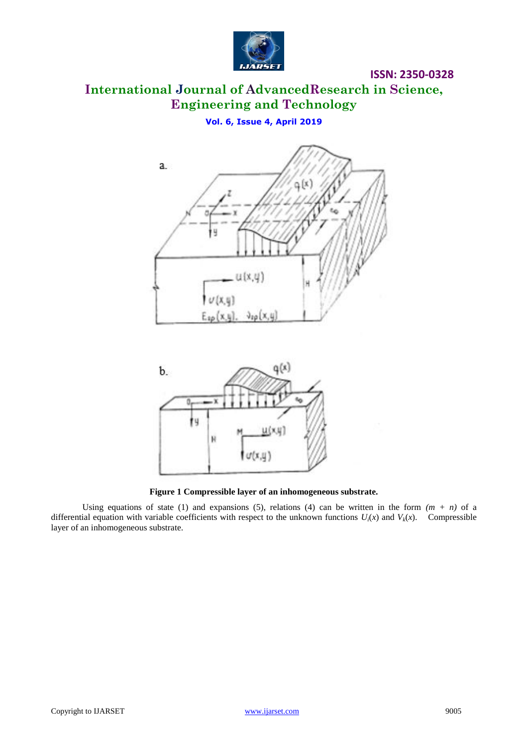**Figure 1 Compressible layer of an inhomogeneous substrate.**

Using equations of state (1) and expansions (5), relations (4) can be written in the form $(m + n)$ of a differential equation with variable coefficients with respect to the unknown functions $U_i(x)$ and $V_k(x)$. Compressible layer of an inhomogeneous substrate.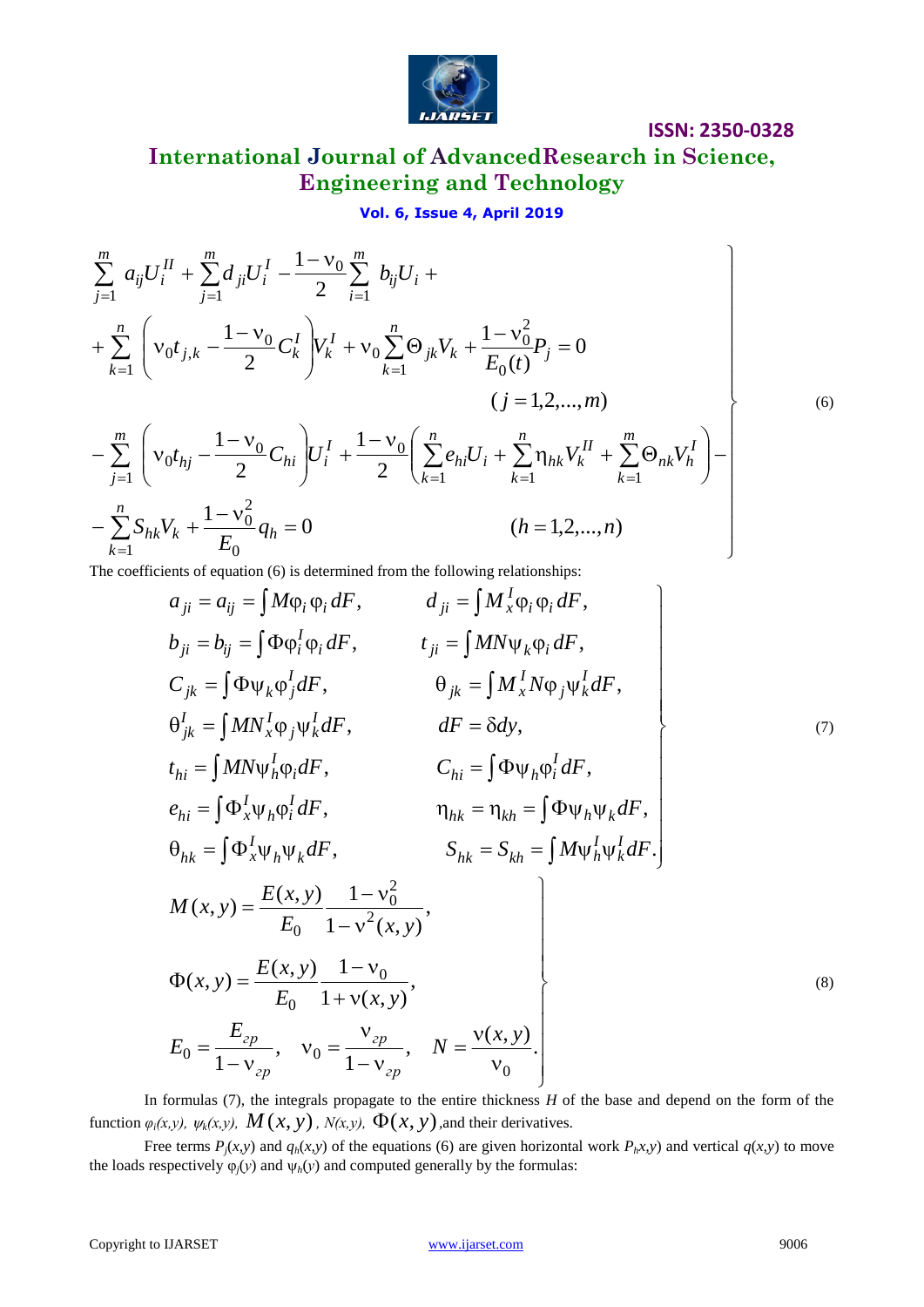$$
\left.
\begin{aligned}
&\sum_{j=1}^{m} a_{ij}U_i^{II} + \sum_{j=1}^{m} d_{ji}U_i^{I} - \frac{1-\nu_0}{2}\sum_{i=1}^{m} b_{ij}U_i + \\
&+ \sum_{k=1}^{n}\left(\nu_0 t_{j,k} - \frac{1-\nu_0}{2}C_k^I\right)V_k^I + \nu_0\sum_{k=1}^{n}\Theta_{jk}V_k + \frac{1-\nu_0^2}{E_0(t)}P_j = 0 \\
&\qquad\qquad\qquad\qquad\qquad\qquad\qquad (j = 1,2,...,m) \\
&-\sum_{j=1}^{m}\left(\nu_0 t_{hj} - \frac{1-\nu_0}{2}C_{hi}\right)U_i^I + \frac{1-\nu_0}{2}\left(\sum_{k=1}^{n}e_{hi}U_i + \sum_{k=1}^{n}\eta_{hk}V_k^{II} + \sum_{k=1}^{m}\Theta_{nk}V_h^I\right) - \\
&-\sum_{k=1}^{n}S_{hk}V_k + \frac{1-\nu_0^2}{E_0}q_h = 0 \qquad\qquad (h = 1,2,...,n)
\end{aligned}
\right\}
\tag{6}
$$

The coefficients of equation (6) is determined from the following relationships:

$$
\left.
\begin{aligned}
&a_{ji} = a_{ij} = \int M\varphi_i\varphi_i\,dF, && d_{ji} = \int M_x^I\varphi_i\varphi_i\,dF, \\
&b_{ji} = b_{ij} = \int \Phi\varphi_i^I\varphi_i\,dF, && t_{ji} = \int MN\psi_k\varphi_i\,dF, \\
&C_{jk} = \int \Phi\psi_k\varphi_j^I dF, && \theta_{jk} = \int M_x^I N\varphi_j\psi_k^I dF, \\
&\theta_{jk}^I = \int MN_x^I\varphi_j\psi_k^I dF, && dF = \delta dy, \\
&t_{hi} = \int MN\psi_h^I\varphi_i dF, && C_{hi} = \int \Phi\psi_h\varphi_i^I dF, \\
&e_{hi} = \int \Phi_x^I\psi_h\varphi_i^I dF, && \eta_{hk} = \eta_{kh} = \int \Phi\psi_h\psi_k dF, \\
&\theta_{hk} = \int \Phi_x^I\psi_h\psi_k dF, && S_{hk} = S_{kh} = \int M\psi_h^I\psi_k^I dF.
\end{aligned}
\right\}
\tag{7}
$$

$$
\left.
\begin{aligned}
&M(x,y) = \frac{E(x,y)}{E_0}\frac{1-\nu_0^2}{1-\nu^2(x,y)}, \\
&\Phi(x,y) = \frac{E(x,y)}{E_0}\frac{1-\nu_0}{1+\nu(x,y)}, \\
&E_0 = \frac{E_{zp}}{1-\nu_{zp}}, \quad \nu_0 = \frac{\nu_{zp}}{1-\nu_{zp}}, \quad N = \frac{\nu(x,y)}{\nu_0}.
\end{aligned}
\right\}
\tag{8}
$$

In formulas (7), the integrals propagate to the entire thickness $H$ of the base and depend on the form of the function $\varphi_i(x,y)$, $\psi_k(x,y)$, $M(x,y)$, $N(x,y)$, $\Phi(x,y)$, and their derivatives.

Free terms $P_j(x,y)$ and $q_h(x,y)$ of the equations (6) are given horizontal work $P_h x,y)$ and vertical $q(x,y)$ to move the loads respectively $\varphi_j(y)$ and $\psi_h(y)$ and computed generally by the formulas: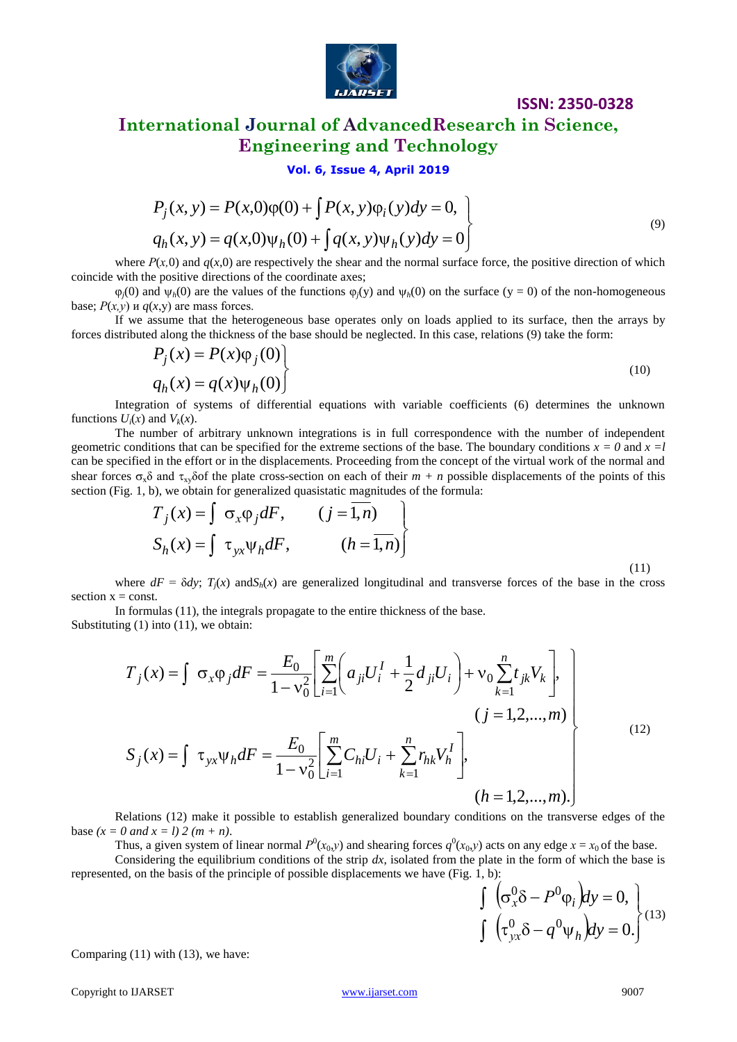$$
\left.
\begin{aligned}
P_j(x,y) &= P(x,0)\varphi(0) + \int P(x,y)\varphi_i(y)dy = 0,\\
q_h(x,y) &= q(x,0)\psi_h(0) + \int q(x,y)\psi_h(y)dy = 0
\end{aligned}
\right\}
\tag{9}
$$

where $P(x,0)$ and $q(x,0)$ are respectively the shear and the normal surface force, the positive direction of which coincide with the positive directions of the coordinate axes;

$\varphi_j(0)$ and $\psi_h(0)$ are the values of the functions $\varphi_j(y)$ and $\psi_h(0)$ on the surface (y = 0) of the non-homogeneous base; $P(x,y)$ и $q(x,y)$ are mass forces.

If we assume that the heterogeneous base operates only on loads applied to its surface, then the arrays by forces distributed along the thickness of the base should be neglected. In this case, relations (9) take the form:

$$
\left.
\begin{aligned}
P_j(x) &= P(x)\varphi_j(0)\\
q_h(x) &= q(x)\psi_h(0)
\end{aligned}
\right\}
\tag{10}
$$

Integration of systems of differential equations with variable coefficients (6) determines the unknown functions $U_i(x)$ and $V_k(x)$.

The number of arbitrary unknown integrations is in full correspondence with the number of independent geometric conditions that can be specified for the extreme sections of the base. The boundary conditions $x = 0$ and $x = l$ can be specified in the effort or in the displacements. Proceeding from the concept of the virtual work of the normal and shear forces $\sigma_x\delta$ and $\tau_{xy}\delta$of the plate cross-section on each of their $m + n$ possible displacements of the points of this section (Fig. 1, b), we obtain for generalized quasistatic magnitudes of the formula:

$$
\left.
\begin{aligned}
T_j(x) &= \int \sigma_x\varphi_j dF, \qquad (j = \overline{1,n})\\
S_h(x) &= \int \tau_{yx}\psi_h dF, \qquad (h = \overline{1,n})
\end{aligned}
\right\}
\tag{11}
$$

where $dF = \delta dy$; $T_j(x)$ and$S_h(x)$ are generalized longitudinal and transverse forces of the base in the cross section x = const.

In formulas (11), the integrals propagate to the entire thickness of the base.
Substituting (1) into (11), we obtain:

$$
\left.
\begin{aligned}
T_j(x) &= \int \sigma_x\varphi_j dF = \frac{E_0}{1-\nu_0^2}\left[\sum_{i=1}^{m}\left(a_{ji}U_i^I + \frac{1}{2}d_{ji}U_i\right) + \nu_0\sum_{k=1}^{n}t_{jk}V_k\right],\\
&\qquad\qquad\qquad\qquad\qquad\qquad (j = 1,2,...,m)\\
S_j(x) &= \int \tau_{yx}\psi_h dF = \frac{E_0}{1-\nu_0^2}\left[\sum_{i=1}^{m}C_{hi}U_i + \sum_{k=1}^{n}r_{hk}V_h^I\right],\\
&\qquad\qquad\qquad\qquad\qquad\qquad (h = 1,2,...,m).
\end{aligned}
\right\}
\tag{12}
$$

Relations (12) make it possible to establish generalized boundary conditions on the transverse edges of the base *(x = 0 and x = l) 2 (m + n)*.

Thus, a given system of linear normal $P^0(x_0,y)$ and shearing forces $q^0(x_0,y)$ acts on any edge $x = x_0$ of the base.

Considering the equilibrium conditions of the strip $dx$, isolated from the plate in the form of which the base is represented, on the basis of the principle of possible displacements we have (Fig. 1, b):

$$
\left.
\begin{aligned}
\int \left(\sigma_x^0\delta - P^0\varphi_i\right)dy = 0,\\
\int \left(\tau_{yx}^0\delta - q^0\psi_h\right)dy = 0.
\end{aligned}
\right\}
\tag{13}
$$

Comparing (11) with (13), we have: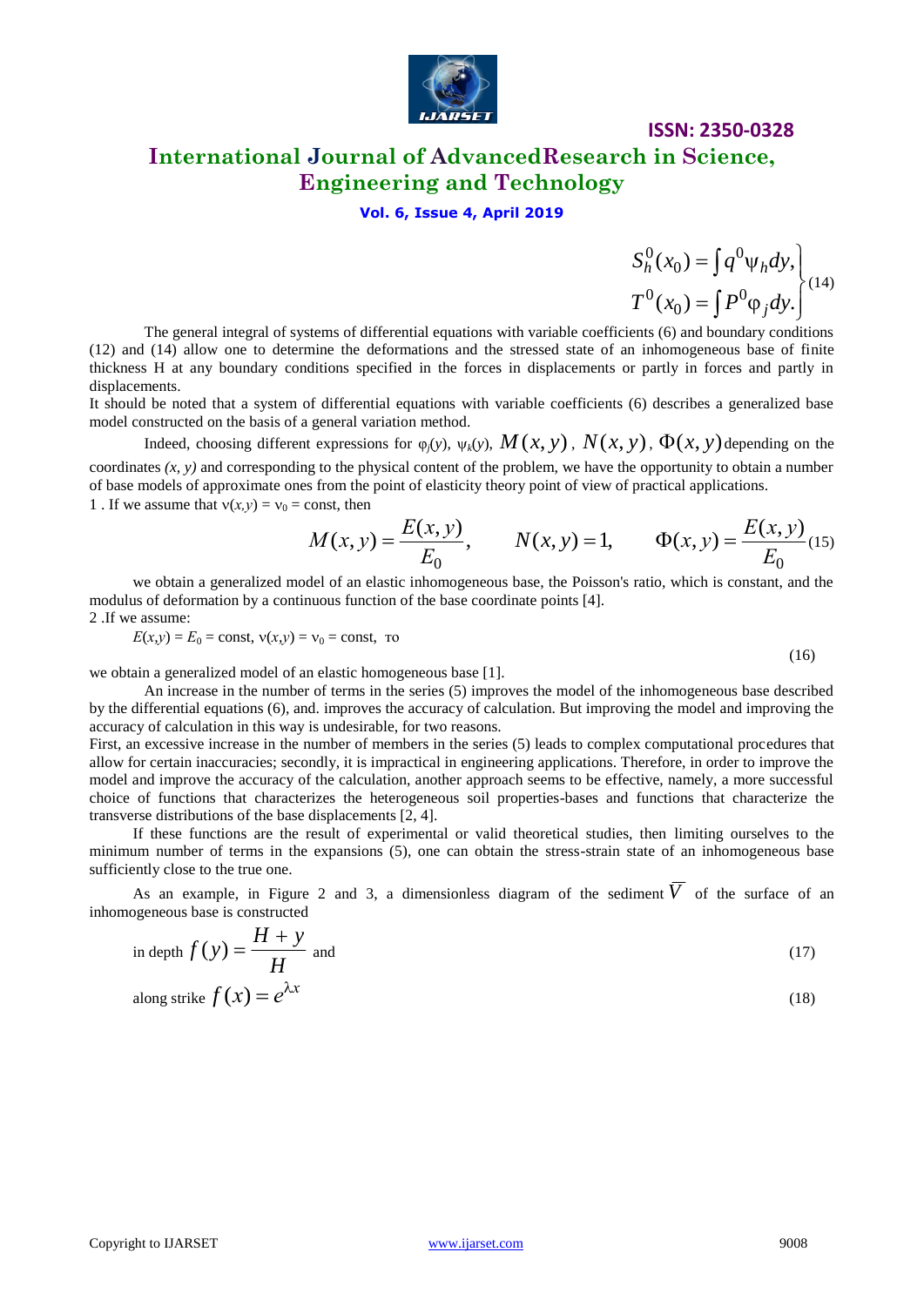$$\left.\begin{aligned} S_h^0(x_0) &= \int q^0 \psi_h dy, \\ T^0(x_0) &= \int P^0 \varphi_j dy. \end{aligned}\right\} \quad (14)$$

The general integral of systems of differential equations with variable coefficients (6) and boundary conditions (12) and (14) allow one to determine the deformations and the stressed state of an inhomogeneous base of finite thickness H at any boundary conditions specified in the forces in displacements or partly in forces and partly in displacements.

It should be noted that a system of differential equations with variable coefficients (6) describes a generalized base model constructed on the basis of a general variation method.

Indeed, choosing different expressions for $\varphi_j(y)$, $\psi_k(y)$, $M(x, y)$, $N(x, y)$, $\Phi(x, y)$ depending on the coordinates *(x, y)* and corresponding to the physical content of the problem, we have the opportunity to obtain a number of base models of approximate ones from the point of elasticity theory point of view of practical applications.

1 . If we assume that $\nu(x,y) = \nu_0$ = const, then

$$M(x, y) = \frac{E(x, y)}{E_0}, \qquad N(x, y) = 1, \qquad \Phi(x, y) = \frac{E(x, y)}{E_0} \quad (15)$$

we obtain a generalized model of an elastic inhomogeneous base, the Poisson's ratio, which is constant, and the modulus of deformation by a continuous function of the base coordinate points [4].

2 .If we assume:

$$E(x,y) = E_0 = \text{const}, \; \nu(x,y) = \nu_0 = \text{const}, \; \text{то} \quad (16)$$

we obtain a generalized model of an elastic homogeneous base [1].

An increase in the number of terms in the series (5) improves the model of the inhomogeneous base described by the differential equations (6), and. improves the accuracy of calculation. But improving the model and improving the accuracy of calculation in this way is undesirable, for two reasons.

First, an excessive increase in the number of members in the series (5) leads to complex computational procedures that allow for certain inaccuracies; secondly, it is impractical in engineering applications. Therefore, in order to improve the model and improve the accuracy of the calculation, another approach seems to be effective, namely, a more successful choice of functions that characterizes the heterogeneous soil properties-bases and functions that characterize the transverse distributions of the base displacements [2, 4].

If these functions are the result of experimental or valid theoretical studies, then limiting ourselves to the minimum number of terms in the expansions (5), one can obtain the stress-strain state of an inhomogeneous base sufficiently close to the true one.

As an example, in Figure 2 and 3, a dimensionless diagram of the sediment $\overline{V}$ of the surface of an inhomogeneous base is constructed

in depth $f(y) = \dfrac{H + y}{H}$ and (17)

along strike $f(x) = e^{\lambda x}$ (18)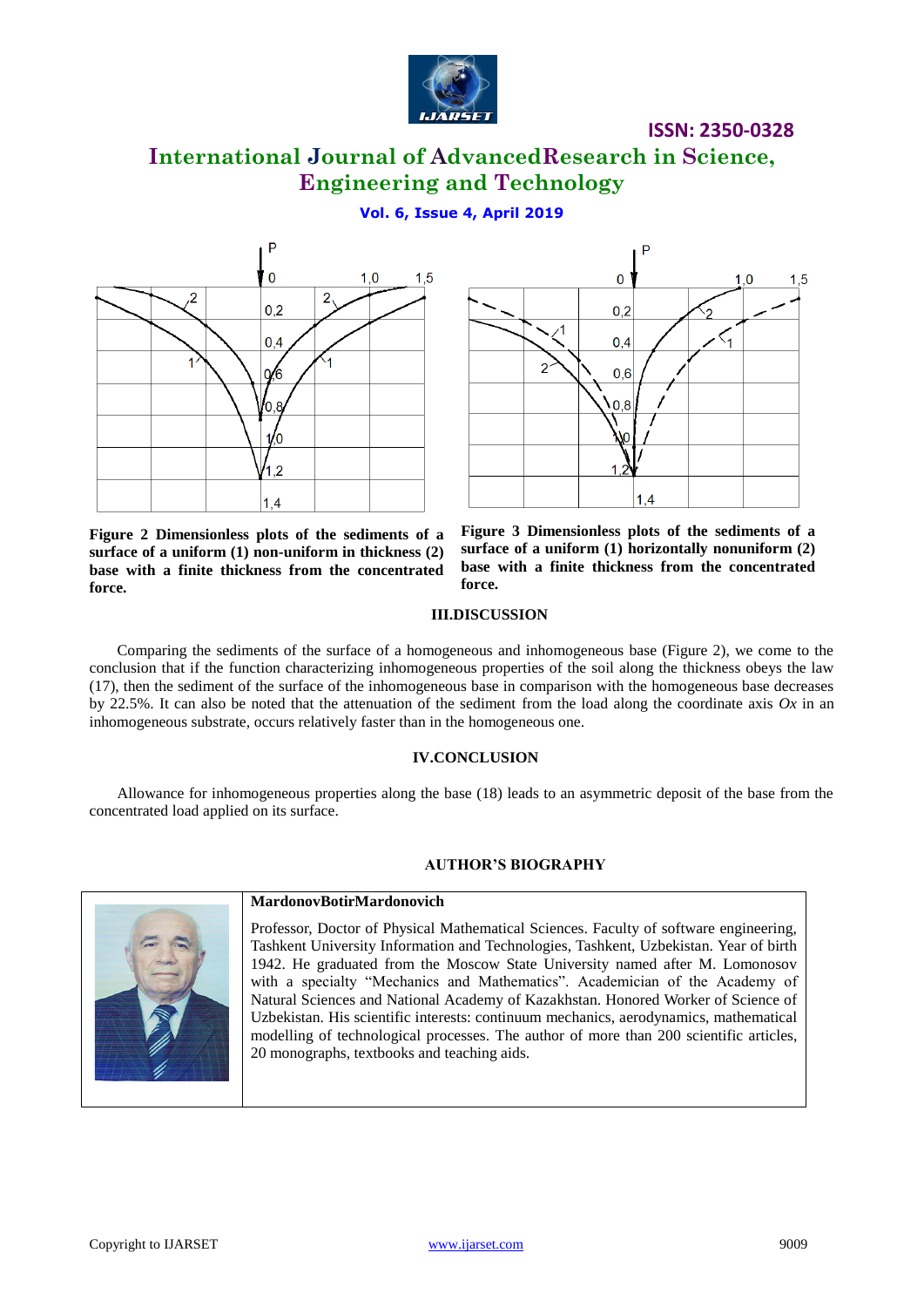**Figure 2 Dimensionless plots of the sediments of a surface of a uniform (1) non-uniform in thickness (2) base with a finite thickness from the concentrated force.**

**Figure 3 Dimensionless plots of the sediments of a surface of a uniform (1) horizontally nonuniform (2) base with a finite thickness from the concentrated force.**

## III.DISCUSSION

Comparing the sediments of the surface of a homogeneous and inhomogeneous base (Figure 2), we come to the conclusion that if the function characterizing inhomogeneous properties of the soil along the thickness obeys the law (17), then the sediment of the surface of the inhomogeneous base in comparison with the homogeneous base decreases by 22.5%. It can also be noted that the attenuation of the sediment from the load along the coordinate axis *Ox* in an inhomogeneous substrate, occurs relatively faster than in the homogeneous one.

## IV.CONCLUSION

Allowance for inhomogeneous properties along the base (18) leads to an asymmetric deposit of the base from the concentrated load applied on its surface.

## AUTHOR'S BIOGRAPHY

**MardonovBotirMardonovich**

Professor, Doctor of Physical Mathematical Sciences. Faculty of software engineering, Tashkent University Information and Technologies, Tashkent, Uzbekistan. Year of birth 1942. He graduated from the Moscow State University named after M. Lomonosov with a specialty "Mechanics and Mathematics". Academician of the Academy of Natural Sciences and National Academy of Kazakhstan. Honored Worker of Science of Uzbekistan. His scientific interests: continuum mechanics, aerodynamics, mathematical modelling of technological processes. The author of more than 200 scientific articles, 20 monographs, textbooks and teaching aids.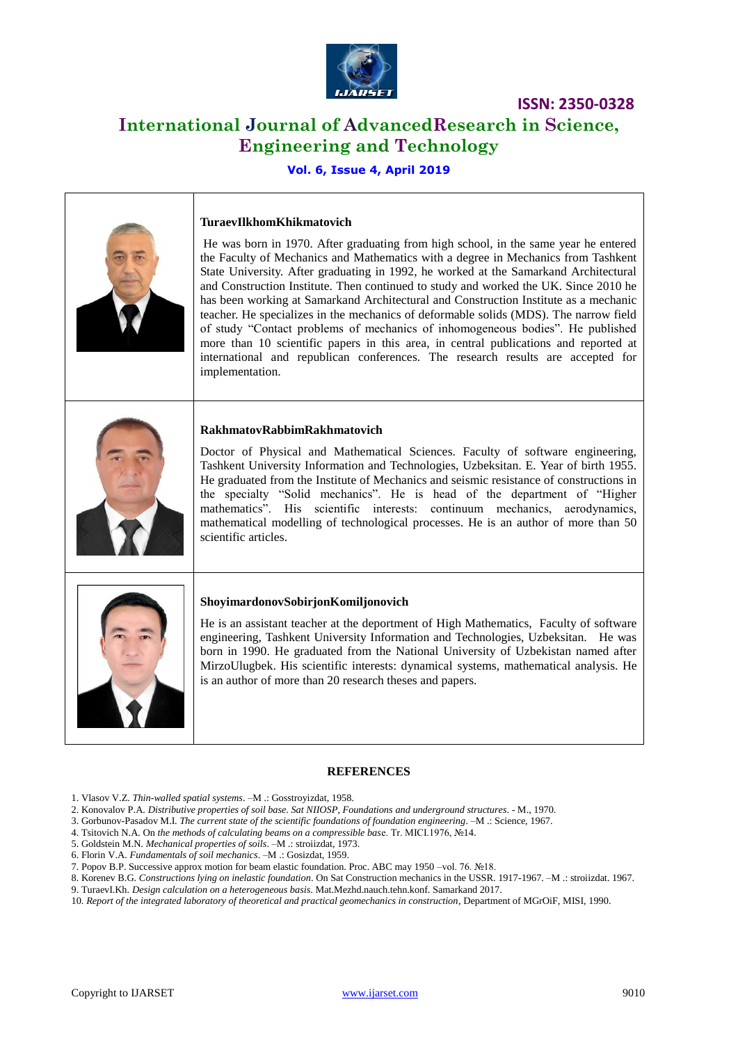**TuraevIlkhomKhikmatovich**

He was born in 1970. After graduating from high school, in the same year he entered the Faculty of Mechanics and Mathematics with a degree in Mechanics from Tashkent State University. After graduating in 1992, he worked at the Samarkand Architectural and Construction Institute. Then continued to study and worked the UK. Since 2010 he has been working at Samarkand Architectural and Construction Institute as a mechanic teacher. He specializes in the mechanics of deformable solids (MDS). The narrow field of study "Contact problems of mechanics of inhomogeneous bodies". He published more than 10 scientific papers in this area, in central publications and reported at international and republican conferences. The research results are accepted for implementation.

**RakhmatovRabbimRakhmatovich**

Doctor of Physical and Mathematical Sciences. Faculty of software engineering, Tashkent University Information and Technologies, Uzbeksitan. E. Year of birth 1955. He graduated from the Institute of Mechanics and seismic resistance of constructions in the specialty "Solid mechanics". He is head of the department of "Higher mathematics". His scientific interests: continuum mechanics, aerodynamics, mathematical modelling of technological processes. He is an author of more than 50 scientific articles.

**ShoyimardonovSobirjonKomiljonovich**

He is an assistant teacher at the deportment of High Mathematics, Faculty of software engineering, Tashkent University Information and Technologies, Uzbeksitan. He was born in 1990. He graduated from the National University of Uzbekistan named after MirzoUlugbek. His scientific interests: dynamical systems, mathematical analysis. He is an author of more than 20 research theses and papers.

## REFERENCES

1. Vlasov V.Z. *Thin-walled spatial systems*. –M .: Gosstroyizdat, 1958.
2. Konovalov P.A. *Distributive properties of soil base. Sat NIIOSP, Foundations and underground structures*. - M., 1970.
3. Gorbunov-Pasadov M.I. *The current state of the scientific foundations of foundation engineering*. –M .: Science, 1967.
4. Tsitovich N.A. On *the methods of calculating beams on a compressible base*. Tr. MICI.1976, №14.
5. Goldstein M.N. *Mechanical properties of soils*. –M .: stroiizdat, 1973.
6. Florin V.A. *Fundamentals of soil mechanics*. –M .: Gosizdat, 1959.
7. Popov B.P. Successive approx motion for beam elastic foundation. Proc. ABC may 1950 –vol. 76. №18.
8. Korenev B.G. *Constructions lying on inelastic foundation*. On Sat Construction mechanics in the USSR. 1917-1967. –M .: stroiizdat. 1967.
9. TuraevI.Kh. *Design calculation on a heterogeneous basis*. Mat.Mezhd.nauch.tehn.konf. Samarkand 2017.
10. *Report of the integrated laboratory of theoretical and practical geomechanics in construction*, Department of MGrOiF, MISI, 1990.